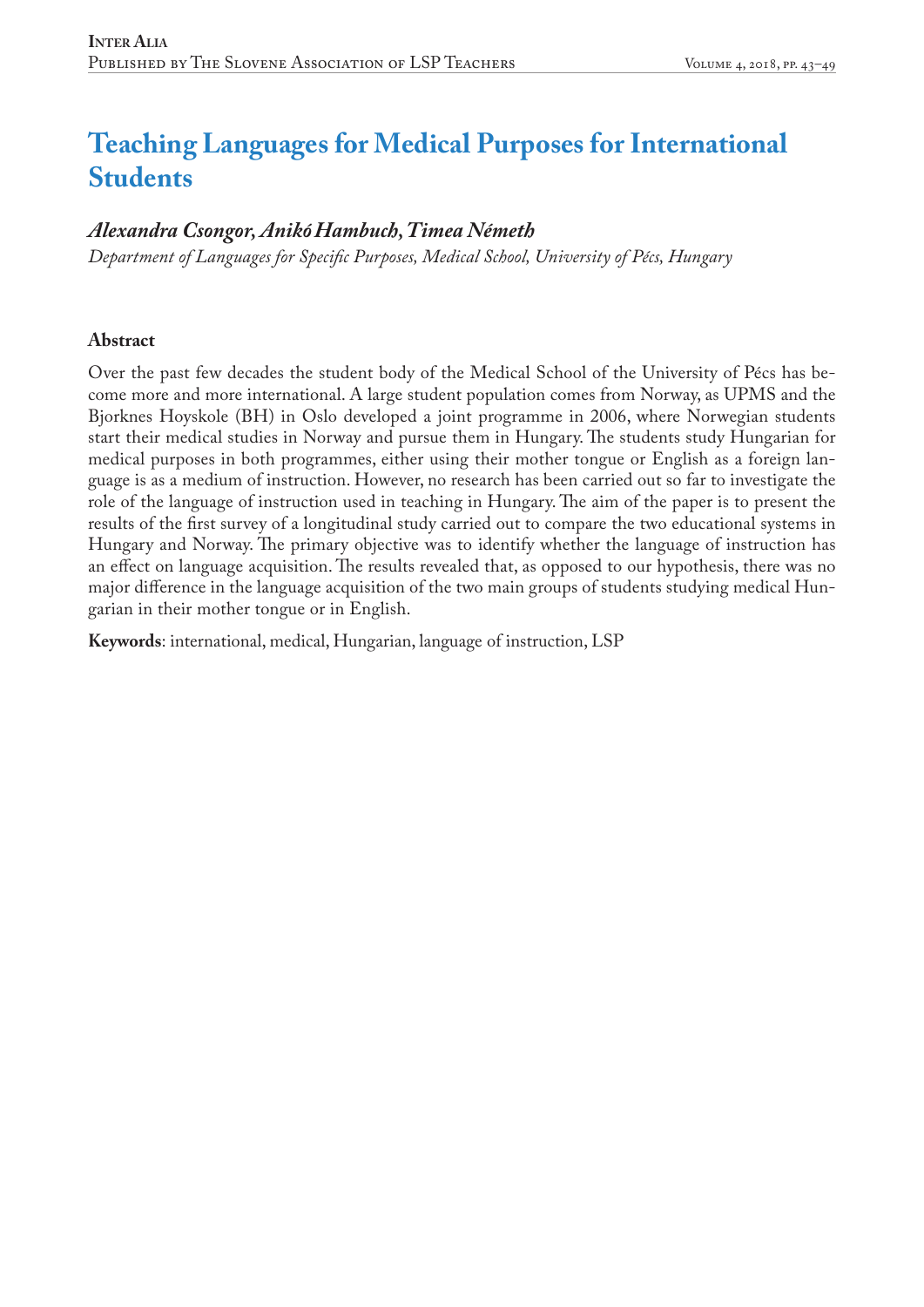# Teaching Languages for Medical Purposes for International Students

***Alexandra Csongor, Anikó Hambuch, Timea Németh***

*Department of Languages for Specific Purposes, Medical School, University of Pécs, Hungary*

## Abstract

Over the past few decades the student body of the Medical School of the University of Pécs has become more and more international. A large student population comes from Norway, as UPMS and the Bjorknes Hoyskole (BH) in Oslo developed a joint programme in 2006, where Norwegian students start their medical studies in Norway and pursue them in Hungary. The students study Hungarian for medical purposes in both programmes, either using their mother tongue or English as a foreign language is as a medium of instruction. However, no research has been carried out so far to investigate the role of the language of instruction used in teaching in Hungary. The aim of the paper is to present the results of the first survey of a longitudinal study carried out to compare the two educational systems in Hungary and Norway. The primary objective was to identify whether the language of instruction has an effect on language acquisition. The results revealed that, as opposed to our hypothesis, there was no major difference in the language acquisition of the two main groups of students studying medical Hungarian in their mother tongue or in English.

**Keywords**: international, medical, Hungarian, language of instruction, LSP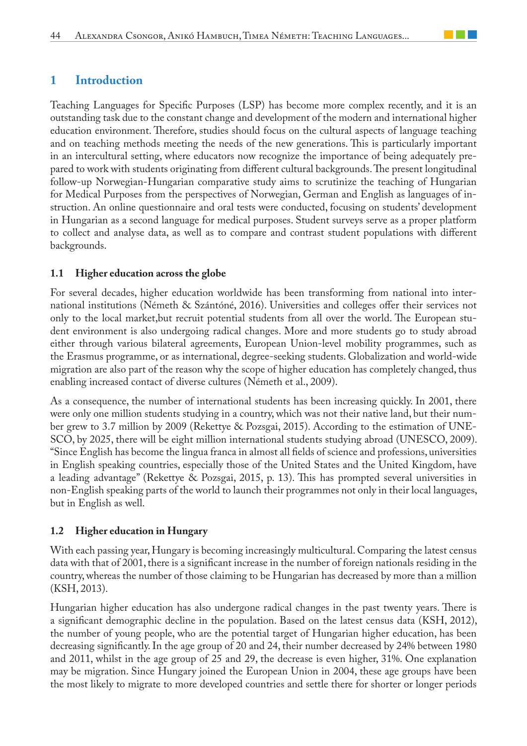## 1 Introduction

Teaching Languages for Specific Purposes (LSP) has become more complex recently, and it is an outstanding task due to the constant change and development of the modern and international higher education environment. Therefore, studies should focus on the cultural aspects of language teaching and on teaching methods meeting the needs of the new generations. This is particularly important in an intercultural setting, where educators now recognize the importance of being adequately prepared to work with students originating from different cultural backgrounds. The present longitudinal follow-up Norwegian-Hungarian comparative study aims to scrutinize the teaching of Hungarian for Medical Purposes from the perspectives of Norwegian, German and English as languages of instruction. An online questionnaire and oral tests were conducted, focusing on students' development in Hungarian as a second language for medical purposes. Student surveys serve as a proper platform to collect and analyse data, as well as to compare and contrast student populations with different backgrounds.

### 1.1 Higher education across the globe

For several decades, higher education worldwide has been transforming from national into international institutions (Németh & Szántóné, 2016). Universities and colleges offer their services not only to the local market,but recruit potential students from all over the world. The European student environment is also undergoing radical changes. More and more students go to study abroad either through various bilateral agreements, European Union-level mobility programmes, such as the Erasmus programme, or as international, degree-seeking students. Globalization and world-wide migration are also part of the reason why the scope of higher education has completely changed, thus enabling increased contact of diverse cultures (Németh et al., 2009).

As a consequence, the number of international students has been increasing quickly. In 2001, there were only one million students studying in a country, which was not their native land, but their number grew to 3.7 million by 2009 (Rekettye & Pozsgai, 2015). According to the estimation of UNESCO, by 2025, there will be eight million international students studying abroad (UNESCO, 2009). "Since English has become the lingua franca in almost all fields of science and professions, universities in English speaking countries, especially those of the United States and the United Kingdom, have a leading advantage" (Rekettye & Pozsgai, 2015, p. 13). This has prompted several universities in non-English speaking parts of the world to launch their programmes not only in their local languages, but in English as well.

### 1.2 Higher education in Hungary

With each passing year, Hungary is becoming increasingly multicultural. Comparing the latest census data with that of 2001, there is a significant increase in the number of foreign nationals residing in the country, whereas the number of those claiming to be Hungarian has decreased by more than a million (KSH, 2013).

Hungarian higher education has also undergone radical changes in the past twenty years. There is a significant demographic decline in the population. Based on the latest census data (KSH, 2012), the number of young people, who are the potential target of Hungarian higher education, has been decreasing significantly. In the age group of 20 and 24, their number decreased by 24% between 1980 and 2011, whilst in the age group of 25 and 29, the decrease is even higher, 31%. One explanation may be migration. Since Hungary joined the European Union in 2004, these age groups have been the most likely to migrate to more developed countries and settle there for shorter or longer periods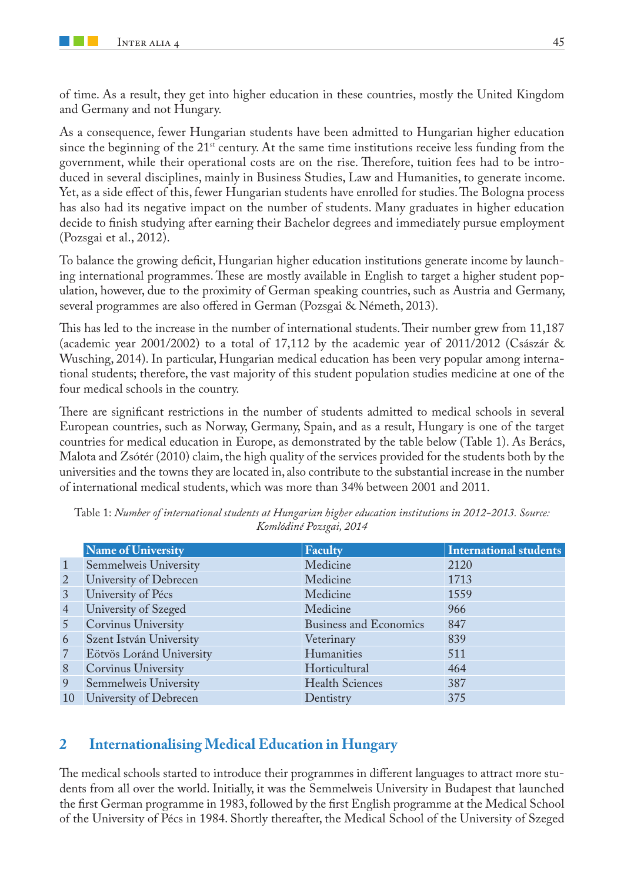of time. As a result, they get into higher education in these countries, mostly the United Kingdom and Germany and not Hungary.

As a consequence, fewer Hungarian students have been admitted to Hungarian higher education since the beginning of the 21st century. At the same time institutions receive less funding from the government, while their operational costs are on the rise. Therefore, tuition fees had to be introduced in several disciplines, mainly in Business Studies, Law and Humanities, to generate income. Yet, as a side effect of this, fewer Hungarian students have enrolled for studies. The Bologna process has also had its negative impact on the number of students. Many graduates in higher education decide to finish studying after earning their Bachelor degrees and immediately pursue employment (Pozsgai et al., 2012).

To balance the growing deficit, Hungarian higher education institutions generate income by launching international programmes. These are mostly available in English to target a higher student population, however, due to the proximity of German speaking countries, such as Austria and Germany, several programmes are also offered in German (Pozsgai & Németh, 2013).

This has led to the increase in the number of international students. Their number grew from 11,187 (academic year 2001/2002) to a total of 17,112 by the academic year of 2011/2012 (Császár & Wusching, 2014). In particular, Hungarian medical education has been very popular among international students; therefore, the vast majority of this student population studies medicine at one of the four medical schools in the country.

There are significant restrictions in the number of students admitted to medical schools in several European countries, such as Norway, Germany, Spain, and as a result, Hungary is one of the target countries for medical education in Europe, as demonstrated by the table below (Table 1). As Berács, Malota and Zsótér (2010) claim, the high quality of the services provided for the students both by the universities and the towns they are located in, also contribute to the substantial increase in the number of international medical students, which was more than 34% between 2001 and 2011.

Table 1: *Number of international students at Hungarian higher education institutions in 2012–2013. Source: Komlódiné Pozsgai, 2014*

| | Name of University | Faculty | International students |
|---|---|---|---|
| 1 | Semmelweis University | Medicine | 2120 |
| 2 | University of Debrecen | Medicine | 1713 |
| 3 | University of Pécs | Medicine | 1559 |
| 4 | University of Szeged | Medicine | 966 |
| 5 | Corvinus University | Business and Economics | 847 |
| 6 | Szent István University | Veterinary | 839 |
| 7 | Eötvös Loránd University | Humanities | 511 |
| 8 | Corvinus University | Horticultural | 464 |
| 9 | Semmelweis University | Health Sciences | 387 |
| 10 | University of Debrecen | Dentistry | 375 |

## 2 Internationalising Medical Education in Hungary

The medical schools started to introduce their programmes in different languages to attract more students from all over the world. Initially, it was the Semmelweis University in Budapest that launched the first German programme in 1983, followed by the first English programme at the Medical School of the University of Pécs in 1984. Shortly thereafter, the Medical School of the University of Szeged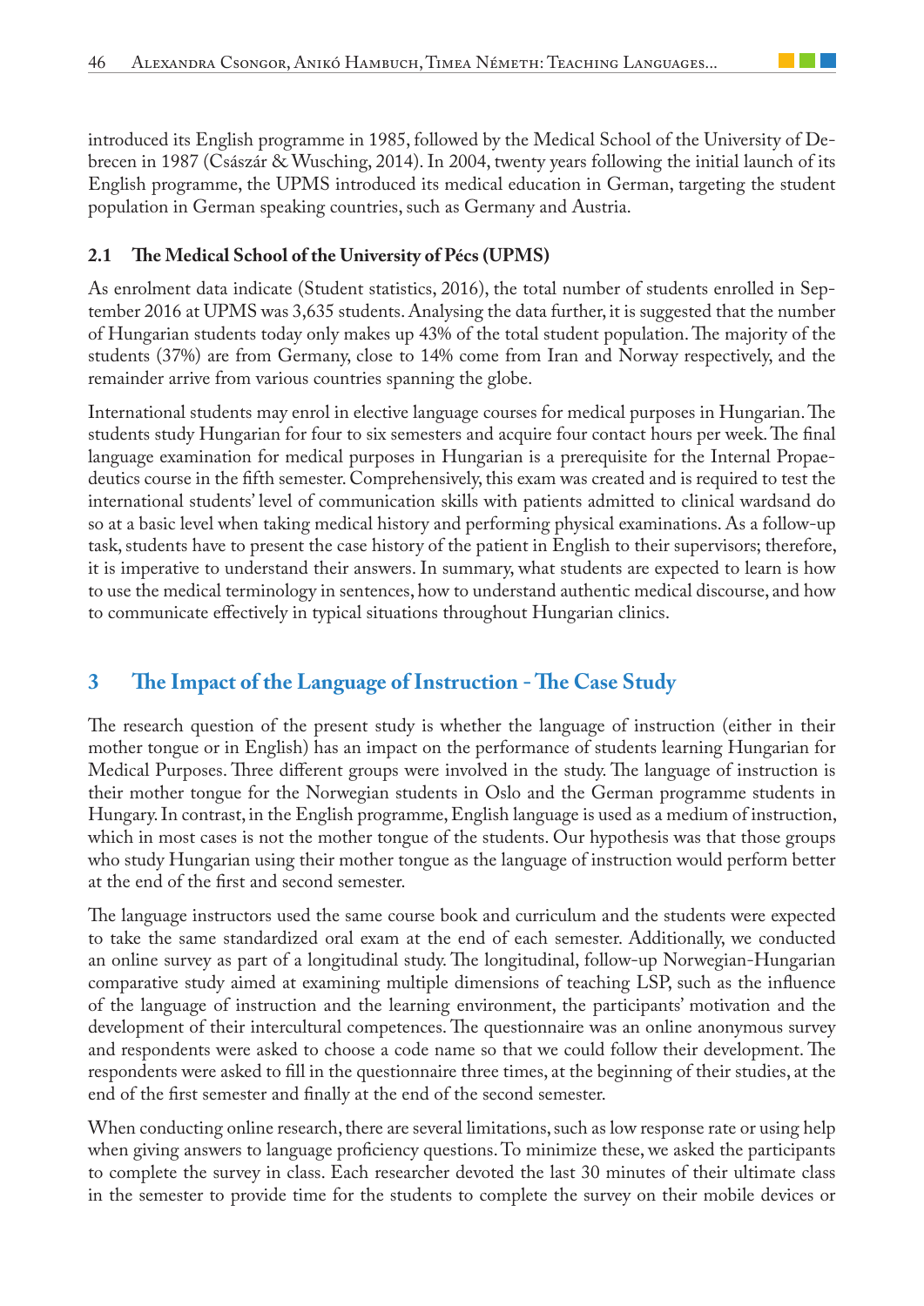introduced its English programme in 1985, followed by the Medical School of the University of Debrecen in 1987 (Császár & Wusching, 2014). In 2004, twenty years following the initial launch of its English programme, the UPMS introduced its medical education in German, targeting the student population in German speaking countries, such as Germany and Austria.

### 2.1 The Medical School of the University of Pécs (UPMS)

As enrolment data indicate (Student statistics, 2016), the total number of students enrolled in September 2016 at UPMS was 3,635 students. Analysing the data further, it is suggested that the number of Hungarian students today only makes up 43% of the total student population. The majority of the students (37%) are from Germany, close to 14% come from Iran and Norway respectively, and the remainder arrive from various countries spanning the globe.

International students may enrol in elective language courses for medical purposes in Hungarian. The students study Hungarian for four to six semesters and acquire four contact hours per week. The final language examination for medical purposes in Hungarian is a prerequisite for the Internal Propaedeutics course in the fifth semester. Comprehensively, this exam was created and is required to test the international students' level of communication skills with patients admitted to clinical wardsand do so at a basic level when taking medical history and performing physical examinations. As a follow-up task, students have to present the case history of the patient in English to their supervisors; therefore, it is imperative to understand their answers. In summary, what students are expected to learn is how to use the medical terminology in sentences, how to understand authentic medical discourse, and how to communicate effectively in typical situations throughout Hungarian clinics.

## 3 The Impact of the Language of Instruction - The Case Study

The research question of the present study is whether the language of instruction (either in their mother tongue or in English) has an impact on the performance of students learning Hungarian for Medical Purposes. Three different groups were involved in the study. The language of instruction is their mother tongue for the Norwegian students in Oslo and the German programme students in Hungary. In contrast, in the English programme, English language is used as a medium of instruction, which in most cases is not the mother tongue of the students. Our hypothesis was that those groups who study Hungarian using their mother tongue as the language of instruction would perform better at the end of the first and second semester.

The language instructors used the same course book and curriculum and the students were expected to take the same standardized oral exam at the end of each semester. Additionally, we conducted an online survey as part of a longitudinal study. The longitudinal, follow-up Norwegian-Hungarian comparative study aimed at examining multiple dimensions of teaching LSP, such as the influence of the language of instruction and the learning environment, the participants' motivation and the development of their intercultural competences. The questionnaire was an online anonymous survey and respondents were asked to choose a code name so that we could follow their development. The respondents were asked to fill in the questionnaire three times, at the beginning of their studies, at the end of the first semester and finally at the end of the second semester.

When conducting online research, there are several limitations, such as low response rate or using help when giving answers to language proficiency questions. To minimize these, we asked the participants to complete the survey in class. Each researcher devoted the last 30 minutes of their ultimate class in the semester to provide time for the students to complete the survey on their mobile devices or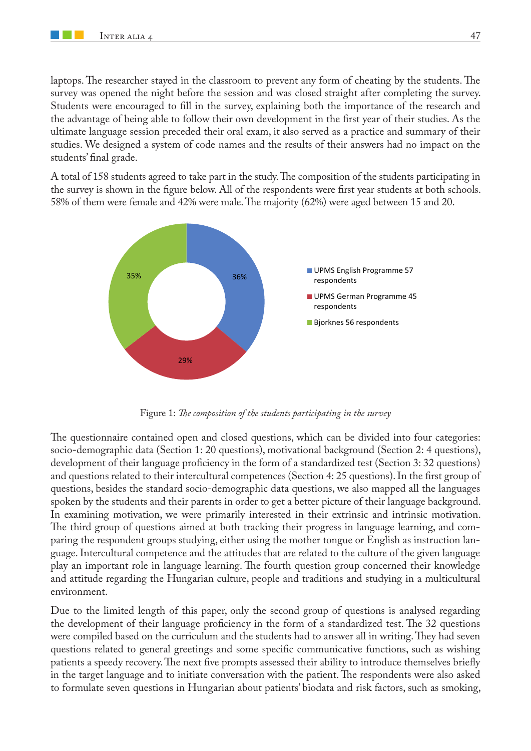laptops. The researcher stayed in the classroom to prevent any form of cheating by the students. The survey was opened the night before the session and was closed straight after completing the survey. Students were encouraged to fill in the survey, explaining both the importance of the research and the advantage of being able to follow their own development in the first year of their studies. As the ultimate language session preceded their oral exam, it also served as a practice and summary of their studies. We designed a system of code names and the results of their answers had no impact on the students' final grade.

A total of 158 students agreed to take part in the study. The composition of the students participating in the survey is shown in the figure below. All of the respondents were first year students at both schools. 58% of them were female and 42% were male. The majority (62%) were aged between 15 and 20.

- UPMS English Programme 57 respondents — 36%
- UPMS German Programme 45 respondents — 29%
- Bjorknes 56 respondents — 35%

Figure 1: *The composition of the students participating in the survey*

The questionnaire contained open and closed questions, which can be divided into four categories: socio-demographic data (Section 1: 20 questions), motivational background (Section 2: 4 questions), development of their language proficiency in the form of a standardized test (Section 3: 32 questions) and questions related to their intercultural competences (Section 4: 25 questions). In the first group of questions, besides the standard socio-demographic data questions, we also mapped all the languages spoken by the students and their parents in order to get a better picture of their language background. In examining motivation, we were primarily interested in their extrinsic and intrinsic motivation. The third group of questions aimed at both tracking their progress in language learning, and comparing the respondent groups studying, either using the mother tongue or English as instruction language. Intercultural competence and the attitudes that are related to the culture of the given language play an important role in language learning. The fourth question group concerned their knowledge and attitude regarding the Hungarian culture, people and traditions and studying in a multicultural environment.

Due to the limited length of this paper, only the second group of questions is analysed regarding the development of their language proficiency in the form of a standardized test. The 32 questions were compiled based on the curriculum and the students had to answer all in writing. They had seven questions related to general greetings and some specific communicative functions, such as wishing patients a speedy recovery. The next five prompts assessed their ability to introduce themselves briefly in the target language and to initiate conversation with the patient. The respondents were also asked to formulate seven questions in Hungarian about patients' biodata and risk factors, such as smoking,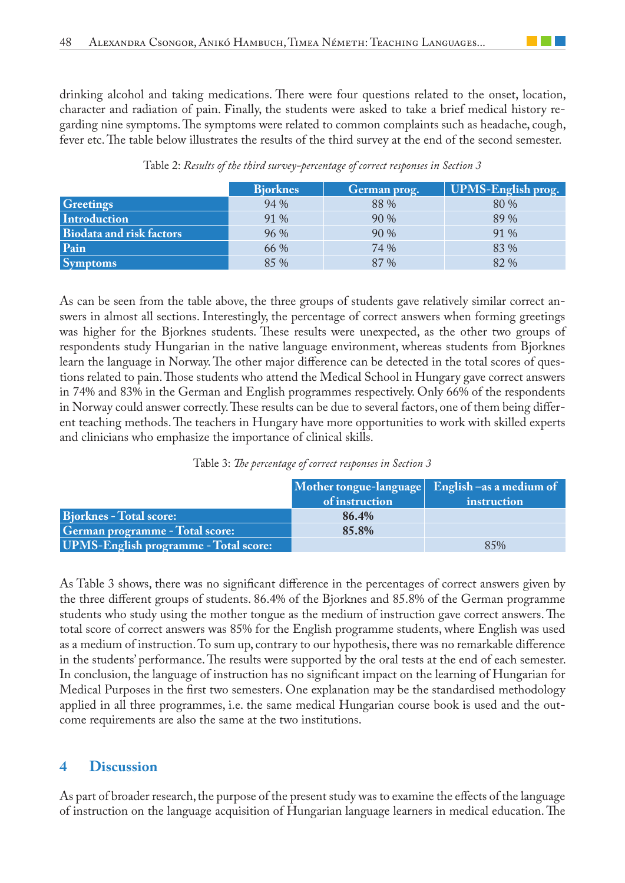drinking alcohol and taking medications. There were four questions related to the onset, location, character and radiation of pain. Finally, the students were asked to take a brief medical history regarding nine symptoms. The symptoms were related to common complaints such as headache, cough, fever etc. The table below illustrates the results of the third survey at the end of the second semester.

Table 2: *Results of the third survey-percentage of correct responses in Section 3*

| | Bjorknes | German prog. | UPMS-English prog. |
|---|---|---|---|
| **Greetings** | 94 % | 88 % | 80 % |
| **Introduction** | 91 % | 90 % | 89 % |
| **Biodata and risk factors** | 96 % | 90 % | 91 % |
| **Pain** | 66 % | 74 % | 83 % |
| **Symptoms** | 85 % | 87 % | 82 % |

As can be seen from the table above, the three groups of students gave relatively similar correct answers in almost all sections. Interestingly, the percentage of correct answers when forming greetings was higher for the Bjorknes students. These results were unexpected, as the other two groups of respondents study Hungarian in the native language environment, whereas students from Bjorknes learn the language in Norway. The other major difference can be detected in the total scores of questions related to pain. Those students who attend the Medical School in Hungary gave correct answers in 74% and 83% in the German and English programmes respectively. Only 66% of the respondents in Norway could answer correctly. These results can be due to several factors, one of them being different teaching methods. The teachers in Hungary have more opportunities to work with skilled experts and clinicians who emphasize the importance of clinical skills.

Table 3: *The percentage of correct responses in Section 3*

| | Mother tongue-language of instruction | English –as a medium of instruction |
|---|---|---|
| **Bjorknes - Total score:** | **86.4%** | |
| **German programme - Total score:** | **85.8%** | |
| **UPMS-English programme - Total score:** | | 85% |

As Table 3 shows, there was no significant difference in the percentages of correct answers given by the three different groups of students. 86.4% of the Bjorknes and 85.8% of the German programme students who study using the mother tongue as the medium of instruction gave correct answers. The total score of correct answers was 85% for the English programme students, where English was used as a medium of instruction. To sum up, contrary to our hypothesis, there was no remarkable difference in the students' performance. The results were supported by the oral tests at the end of each semester. In conclusion, the language of instruction has no significant impact on the learning of Hungarian for Medical Purposes in the first two semesters. One explanation may be the standardised methodology applied in all three programmes, i.e. the same medical Hungarian course book is used and the outcome requirements are also the same at the two institutions.

## 4 Discussion

As part of broader research, the purpose of the present study was to examine the effects of the language of instruction on the language acquisition of Hungarian language learners in medical education. The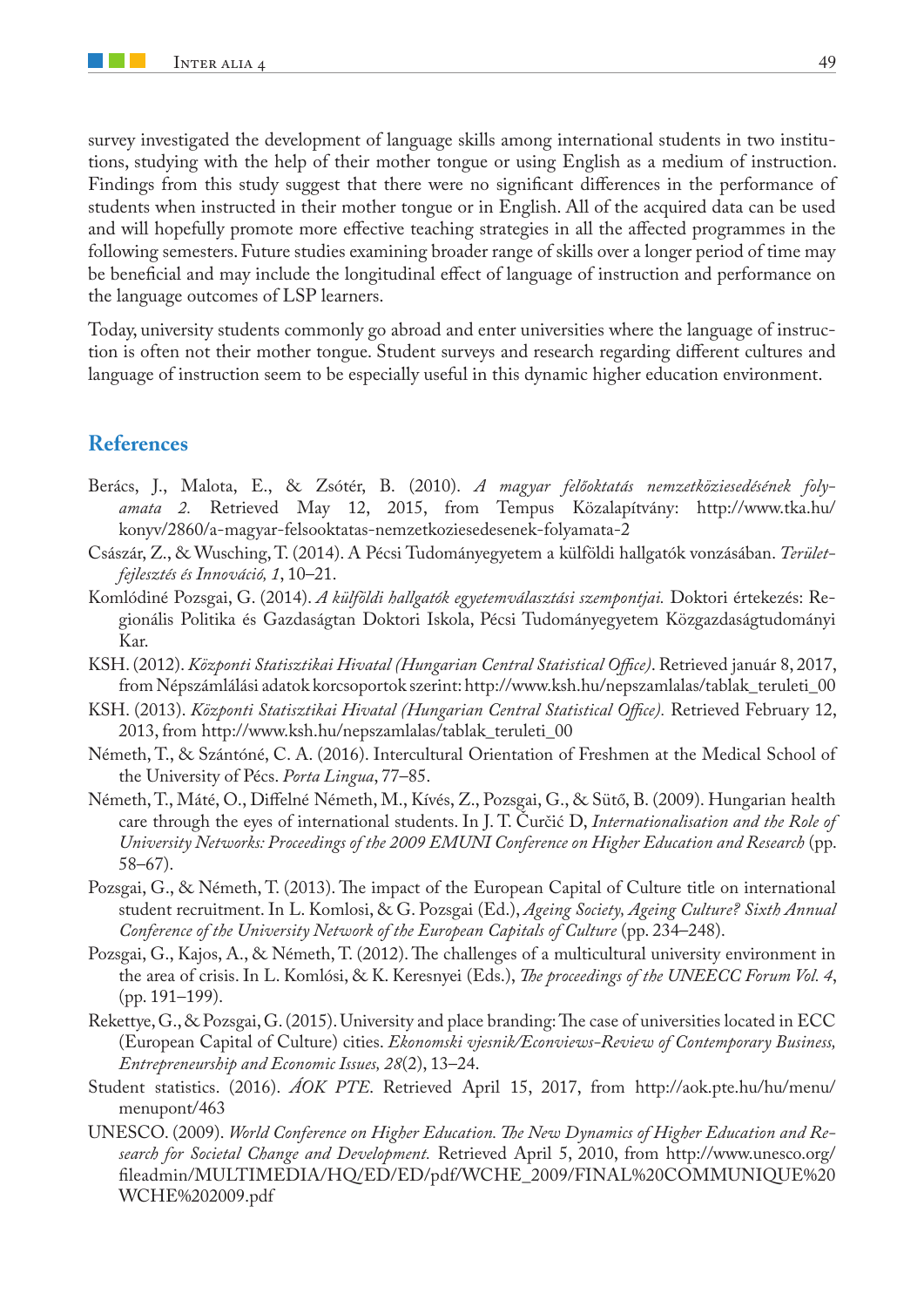survey investigated the development of language skills among international students in two institutions, studying with the help of their mother tongue or using English as a medium of instruction. Findings from this study suggest that there were no significant differences in the performance of students when instructed in their mother tongue or in English. All of the acquired data can be used and will hopefully promote more effective teaching strategies in all the affected programmes in the following semesters. Future studies examining broader range of skills over a longer period of time may be beneficial and may include the longitudinal effect of language of instruction and performance on the language outcomes of LSP learners.

Today, university students commonly go abroad and enter universities where the language of instruction is often not their mother tongue. Student surveys and research regarding different cultures and language of instruction seem to be especially useful in this dynamic higher education environment.

## References

Berács, J., Malota, E., & Zsótér, B. (2010). *A magyar felőoktatás nemzetköziesedésének folyamata 2.* Retrieved May 12, 2015, from Tempus Közalapítvány: http://www.tka.hu/konyv/2860/a-magyar-felsooktatas-nemzetkoziesedesenek-folyamata-2

Császár, Z., & Wusching, T. (2014). A Pécsi Tudományegyetem a külföldi hallgatók vonzásában. *Terület-fejlesztés és Innováció, 1*, 10–21.

Komlódiné Pozsgai, G. (2014). *A külföldi hallgatók egyetemválasztási szempontjai.* Doktori értekezés: Regionális Politika és Gazdaságtan Doktori Iskola, Pécsi Tudományegyetem Közgazdaságtudományi Kar.

KSH. (2012). *Központi Statisztikai Hivatal (Hungarian Central Statistical Office)*. Retrieved január 8, 2017, from Népszámlálási adatok korcsoportok szerint: http://www.ksh.hu/nepszamlalas/tablak_teruleti_00

KSH. (2013). *Központi Statisztikai Hivatal (Hungarian Central Statistical Office).* Retrieved February 12, 2013, from http://www.ksh.hu/nepszamlalas/tablak_teruleti_00

Németh, T., & Szántóné, C. A. (2016). Intercultural Orientation of Freshmen at the Medical School of the University of Pécs. *Porta Lingua*, 77–85.

Németh, T., Máté, O., Diffelné Németh, M., Kívés, Z., Pozsgai, G., & Sütő, B. (2009). Hungarian health care through the eyes of international students. In J. T. Čurčić D, *Internationalisation and the Role of University Networks: Proceedings of the 2009 EMUNI Conference on Higher Education and Research* (pp. 58–67).

Pozsgai, G., & Németh, T. (2013). The impact of the European Capital of Culture title on international student recruitment. In L. Komlosi, & G. Pozsgai (Ed.), *Ageing Society, Ageing Culture? Sixth Annual Conference of the University Network of the European Capitals of Culture* (pp. 234–248).

Pozsgai, G., Kajos, A., & Németh, T. (2012). The challenges of a multicultural university environment in the area of crisis. In L. Komlósi, & K. Keresnyei (Eds.), *The proceedings of the UNEECC Forum Vol. 4*, (pp. 191–199).

Rekettye, G., & Pozsgai, G. (2015). University and place branding: The case of universities located in ECC (European Capital of Culture) cities. *Ekonomski vjesnik/Econviews-Review of Contemporary Business, Entrepreneurship and Economic Issues, 28*(2), 13–24.

Student statistics. (2016). *ÁOK PTE.* Retrieved April 15, 2017, from http://aok.pte.hu/hu/menu/menupont/463

UNESCO. (2009). *World Conference on Higher Education. The New Dynamics of Higher Education and Research for Societal Change and Development.* Retrieved April 5, 2010, from http://www.unesco.org/fileadmin/MULTIMEDIA/HQ/ED/ED/pdf/WCHE_2009/FINAL%20COMMUNIQUE%20WCHE%202009.pdf